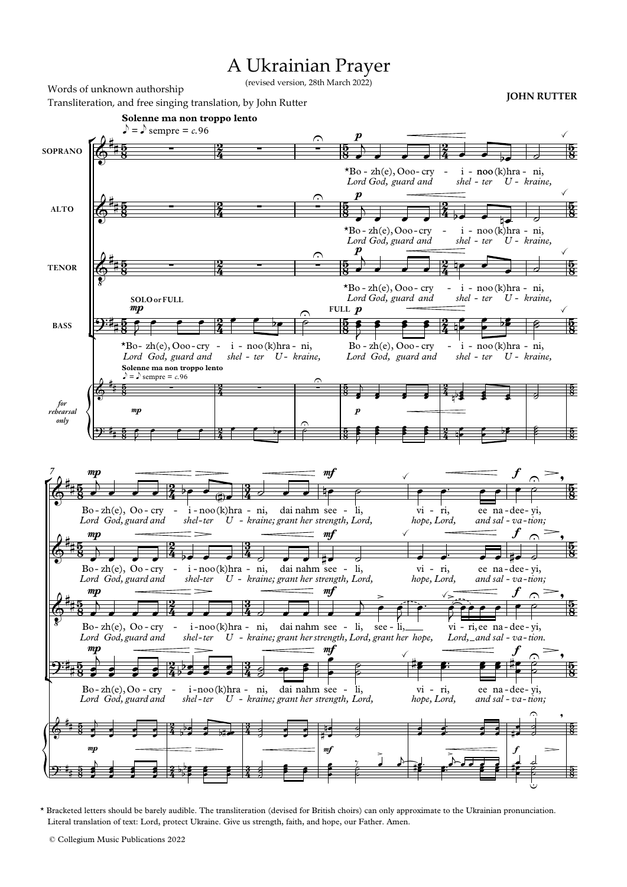# A Ukrainian Prayer

(revised version, 28th March 2022)

Words of unknown authorship

Transliteration, and free singing translation, by John Rutter

**JOHN RUTTER**

* Bracketed letters should be barely audible. The transliteration (devised for British choirs) can only approximate to the Ukrainian pronunciation. Literal translation of text: Lord, protect Ukraine. Give us strength, faith, and hope, our Father. Amen.

© Collegium Music Publications 2022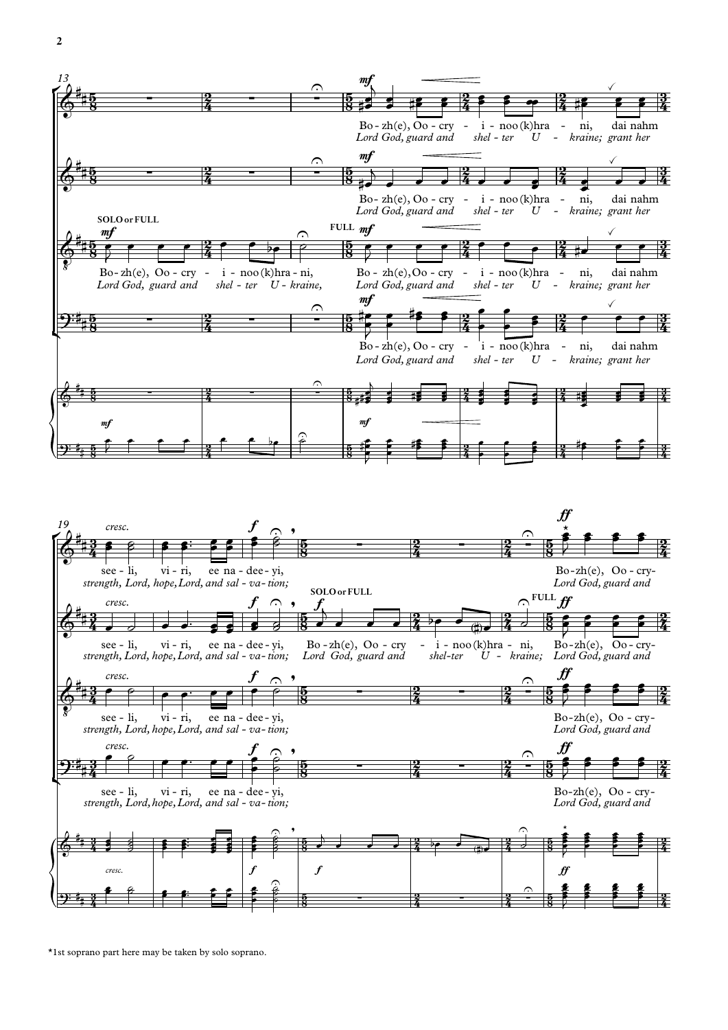*1st soprano part here may be taken by solo soprano.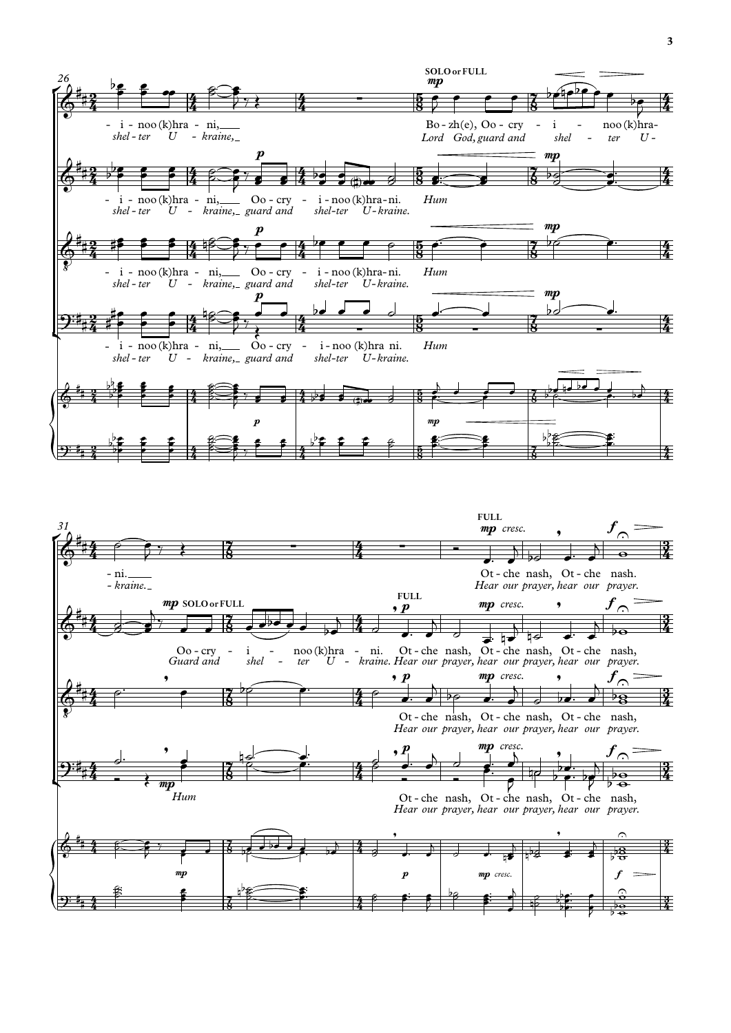SOLO or FULL

*mp*

- i - noo (k)hra - ni,___ Bo - zh(e), Oo - cry - i - noo (k)hra-

*shel - ter U - kraine,_ Lord God, guard and shel - ter U-*

- i - noo (k)hra - ni,___ Oo - cry - i - noo (k)hra-ni. *Hum*

*shel - ter U - kraine,_ guard and shel-ter U-kraine.*

- i - noo (k)hra - ni,___ Oo - cry - i - noo (k)hra-ni. *Hum*

*shel - ter U - kraine,_ guard and shel-ter U-kraine.*

- i - noo (k)hra - ni,___ Oo - cry - i - noo (k)hra ni. *Hum*

*shel - ter U - kraine,_ guard and shel-ter U-kraine.*

- ni.___ Ot - che nash, Ot - che nash.

*- kraine._ Hear our prayer, hear our prayer.*

*mp* SOLO or FULL — FULL

Oo - cry - i - noo (k)hra - ni. Ot - che nash, Ot - che nash, Ot - che nash,

*Guard and shel - ter U - kraine. Hear our prayer, hear our prayer, hear our prayer.*

Ot - che nash, Ot - che nash, Ot - che nash,

*Hear our prayer, hear our prayer, hear our prayer.*

*Hum* Ot - che nash, Ot - che nash, Ot - che nash,

*Hear our prayer, hear our prayer, hear our prayer.*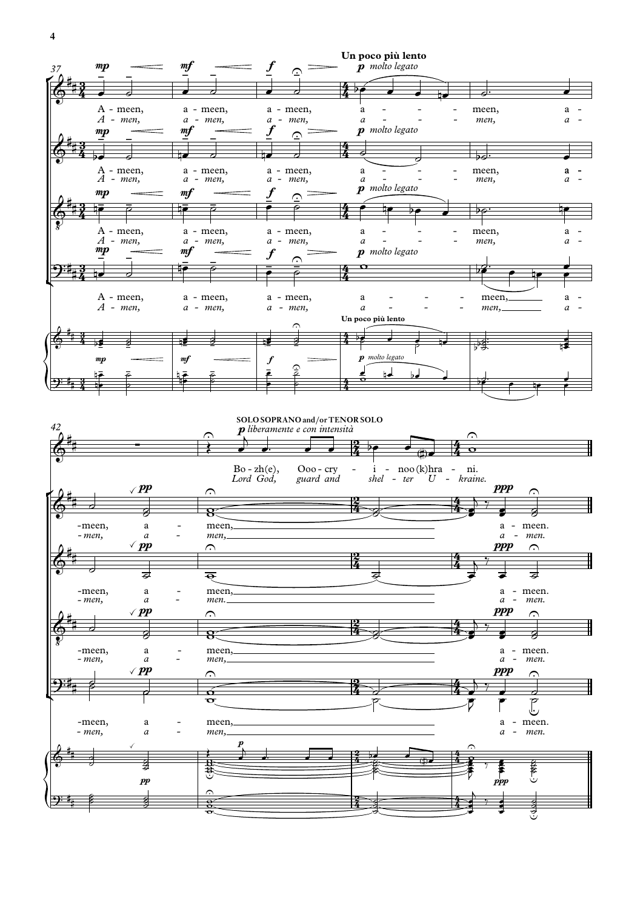Un poco più lento

*p molto legato*

A - meen, a - meen, a - meen, a - - - - meen, a -
*A - men, a - men, a - men, a - - - - men, a -*

SOLO SOPRANO and/or TENOR SOLO

*p liberamente e con intensità*

Bo - zh(e), Ooo - cry - i - noo (k)hra - ni.
*Lord God, guard and shel - ter U - kraine.*

-meen, a - meen, a - meen.
*- men, a - men, a - men.*